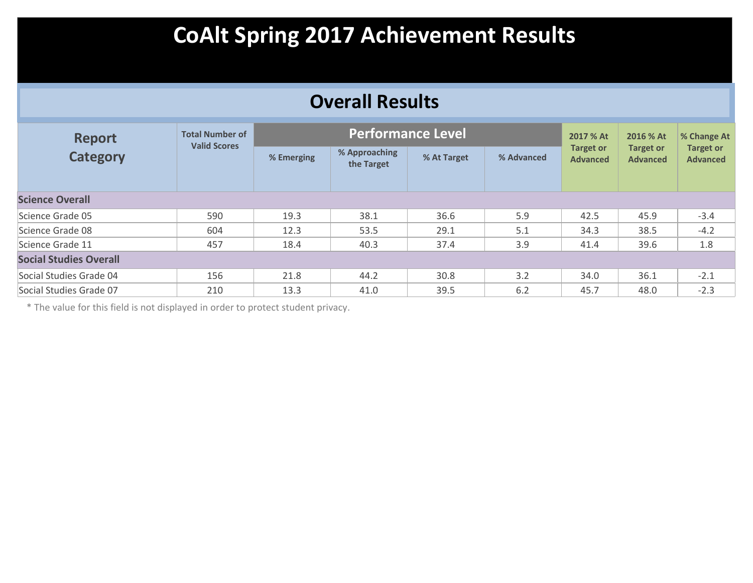# CoAlt Spring 2017 Achievement Results

## Overall Results

| Report Category | Total Number of Valid Scores | Performance Level | | | | 2017 % At Target or Advanced | 2016 % At Target or Advanced | % Change At Target or Advanced |
|---|---|---|---|---|---|---|---|---|
| | | % Emerging | % Approaching the Target | % At Target | % Advanced | | | |
| **Science Overall** | | | | | | | | |
| Science Grade 05 | 590 | 19.3 | 38.1 | 36.6 | 5.9 | 42.5 | 45.9 | -3.4 |
| Science Grade 08 | 604 | 12.3 | 53.5 | 29.1 | 5.1 | 34.3 | 38.5 | -4.2 |
| Science Grade 11 | 457 | 18.4 | 40.3 | 37.4 | 3.9 | 41.4 | 39.6 | 1.8 |
| **Social Studies Overall** | | | | | | | | |
| Social Studies Grade 04 | 156 | 21.8 | 44.2 | 30.8 | 3.2 | 34.0 | 36.1 | -2.1 |
| Social Studies Grade 07 | 210 | 13.3 | 41.0 | 39.5 | 6.2 | 45.7 | 48.0 | -2.3 |

* The value for this field is not displayed in order to protect student privacy.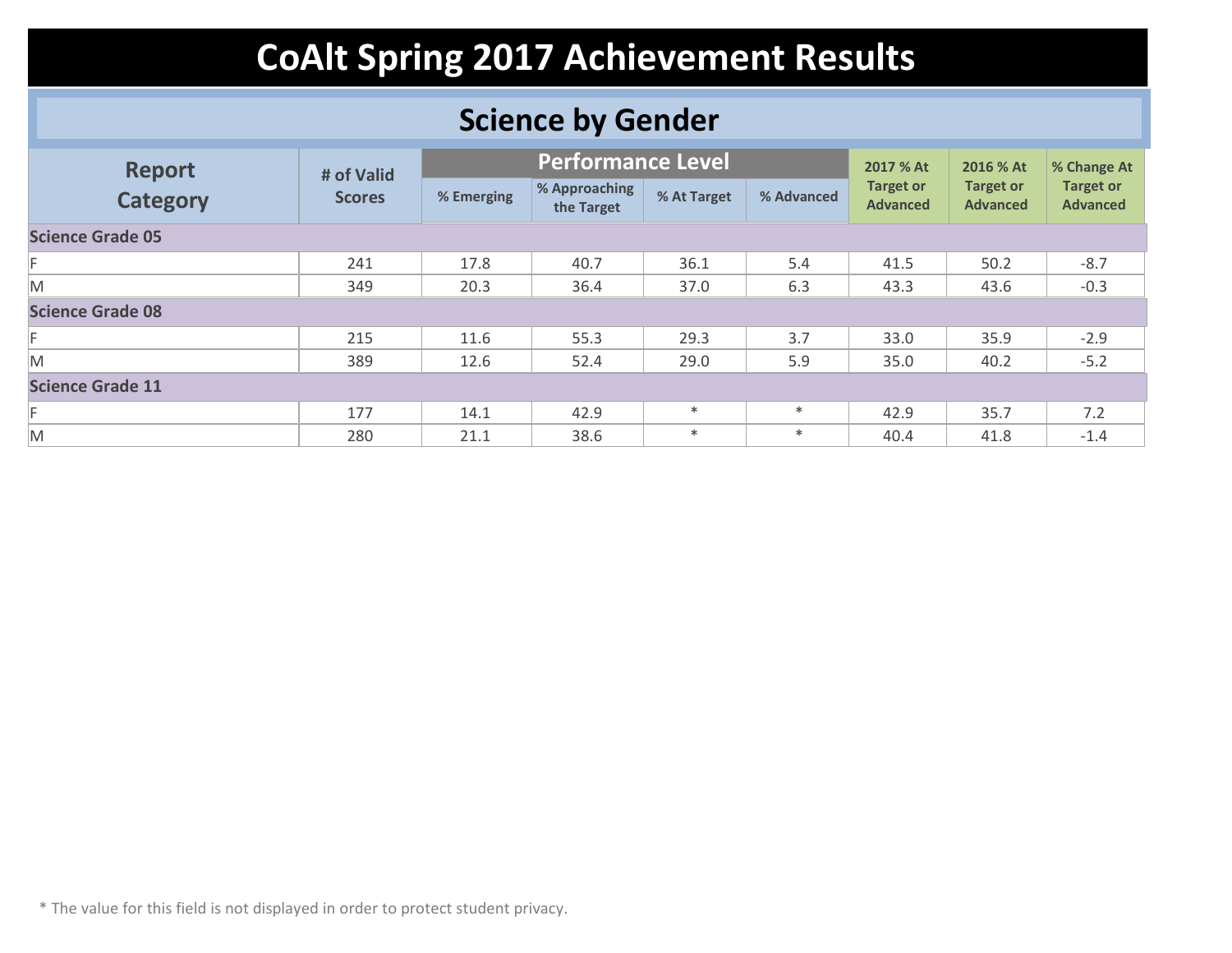# CoAlt Spring 2017 Achievement Results

## Science by Gender

| Report Category | # of Valid Scores | Performance Level | | | | 2017 % At Target or Advanced | 2016 % At Target or Advanced | % Change At Target or Advanced |
|---|---|---|---|---|---|---|---|---|
| | | % Emerging | % Approaching the Target | % At Target | % Advanced | | | |
| **Science Grade 05** | | | | | | | | |
| F | 241 | 17.8 | 40.7 | 36.1 | 5.4 | 41.5 | 50.2 | -8.7 |
| M | 349 | 20.3 | 36.4 | 37.0 | 6.3 | 43.3 | 43.6 | -0.3 |
| **Science Grade 08** | | | | | | | | |
| F | 215 | 11.6 | 55.3 | 29.3 | 3.7 | 33.0 | 35.9 | -2.9 |
| M | 389 | 12.6 | 52.4 | 29.0 | 5.9 | 35.0 | 40.2 | -5.2 |
| **Science Grade 11** | | | | | | | | |
| F | 177 | 14.1 | 42.9 | * | * | 42.9 | 35.7 | 7.2 |
| M | 280 | 21.1 | 38.6 | * | * | 40.4 | 41.8 | -1.4 |

* The value for this field is not displayed in order to protect student privacy.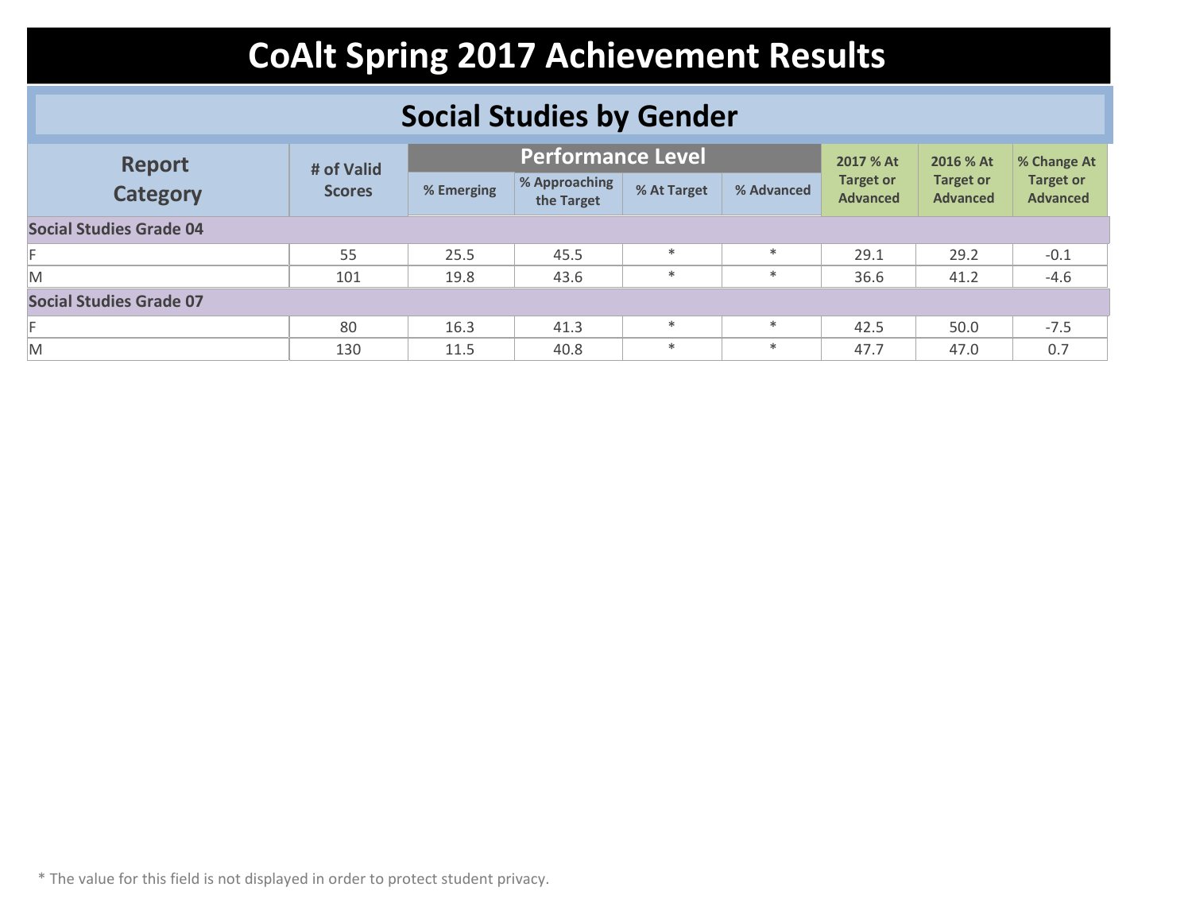# CoAlt Spring 2017 Achievement Results

## Social Studies by Gender

| Report Category | # of Valid Scores | Performance Level | | | | 2017 % At Target or Advanced | 2016 % At Target or Advanced | % Change At Target or Advanced |
|---|---|---|---|---|---|---|---|---|
| | | % Emerging | % Approaching the Target | % At Target | % Advanced | | | |
| **Social Studies Grade 04** | | | | | | | | |
| F | 55 | 25.5 | 45.5 | * | * | 29.1 | 29.2 | -0.1 |
| M | 101 | 19.8 | 43.6 | * | * | 36.6 | 41.2 | -4.6 |
| **Social Studies Grade 07** | | | | | | | | |
| F | 80 | 16.3 | 41.3 | * | * | 42.5 | 50.0 | -7.5 |
| M | 130 | 11.5 | 40.8 | * | * | 47.7 | 47.0 | 0.7 |

* The value for this field is not displayed in order to protect student privacy.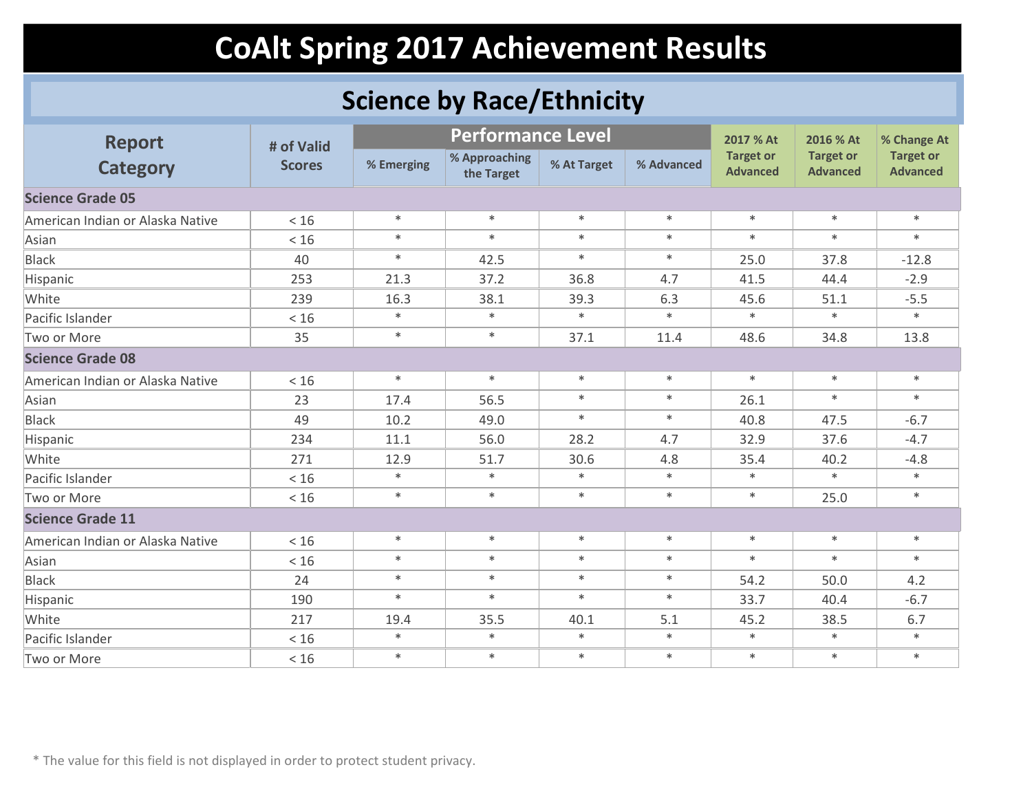# CoAlt Spring 2017 Achievement Results

## Science by Race/Ethnicity

| Report Category | # of Valid Scores | Performance Level | | | | 2017 % At Target or Advanced | 2016 % At Target or Advanced | % Change At Target or Advanced |
|---|---|---|---|---|---|---|---|---|
| | | % Emerging | % Approaching the Target | % At Target | % Advanced | | | |
| **Science Grade 05** | | | | | | | | |
| American Indian or Alaska Native | < 16 | * | * | * | * | * | * | * |
| Asian | < 16 | * | * | * | * | * | * | * |
| Black | 40 | * | 42.5 | * | * | 25.0 | 37.8 | -12.8 |
| Hispanic | 253 | 21.3 | 37.2 | 36.8 | 4.7 | 41.5 | 44.4 | -2.9 |
| White | 239 | 16.3 | 38.1 | 39.3 | 6.3 | 45.6 | 51.1 | -5.5 |
| Pacific Islander | < 16 | * | * | * | * | * | * | * |
| Two or More | 35 | * | * | 37.1 | 11.4 | 48.6 | 34.8 | 13.8 |
| **Science Grade 08** | | | | | | | | |
| American Indian or Alaska Native | < 16 | * | * | * | * | * | * | * |
| Asian | 23 | 17.4 | 56.5 | * | * | 26.1 | * | * |
| Black | 49 | 10.2 | 49.0 | * | * | 40.8 | 47.5 | -6.7 |
| Hispanic | 234 | 11.1 | 56.0 | 28.2 | 4.7 | 32.9 | 37.6 | -4.7 |
| White | 271 | 12.9 | 51.7 | 30.6 | 4.8 | 35.4 | 40.2 | -4.8 |
| Pacific Islander | < 16 | * | * | * | * | * | * | * |
| Two or More | < 16 | * | * | * | * | * | 25.0 | * |
| **Science Grade 11** | | | | | | | | |
| American Indian or Alaska Native | < 16 | * | * | * | * | * | * | * |
| Asian | < 16 | * | * | * | * | * | * | * |
| Black | 24 | * | * | * | * | 54.2 | 50.0 | 4.2 |
| Hispanic | 190 | * | * | * | * | 33.7 | 40.4 | -6.7 |
| White | 217 | 19.4 | 35.5 | 40.1 | 5.1 | 45.2 | 38.5 | 6.7 |
| Pacific Islander | < 16 | * | * | * | * | * | * | * |
| Two or More | < 16 | * | * | * | * | * | * | * |

* The value for this field is not displayed in order to protect student privacy.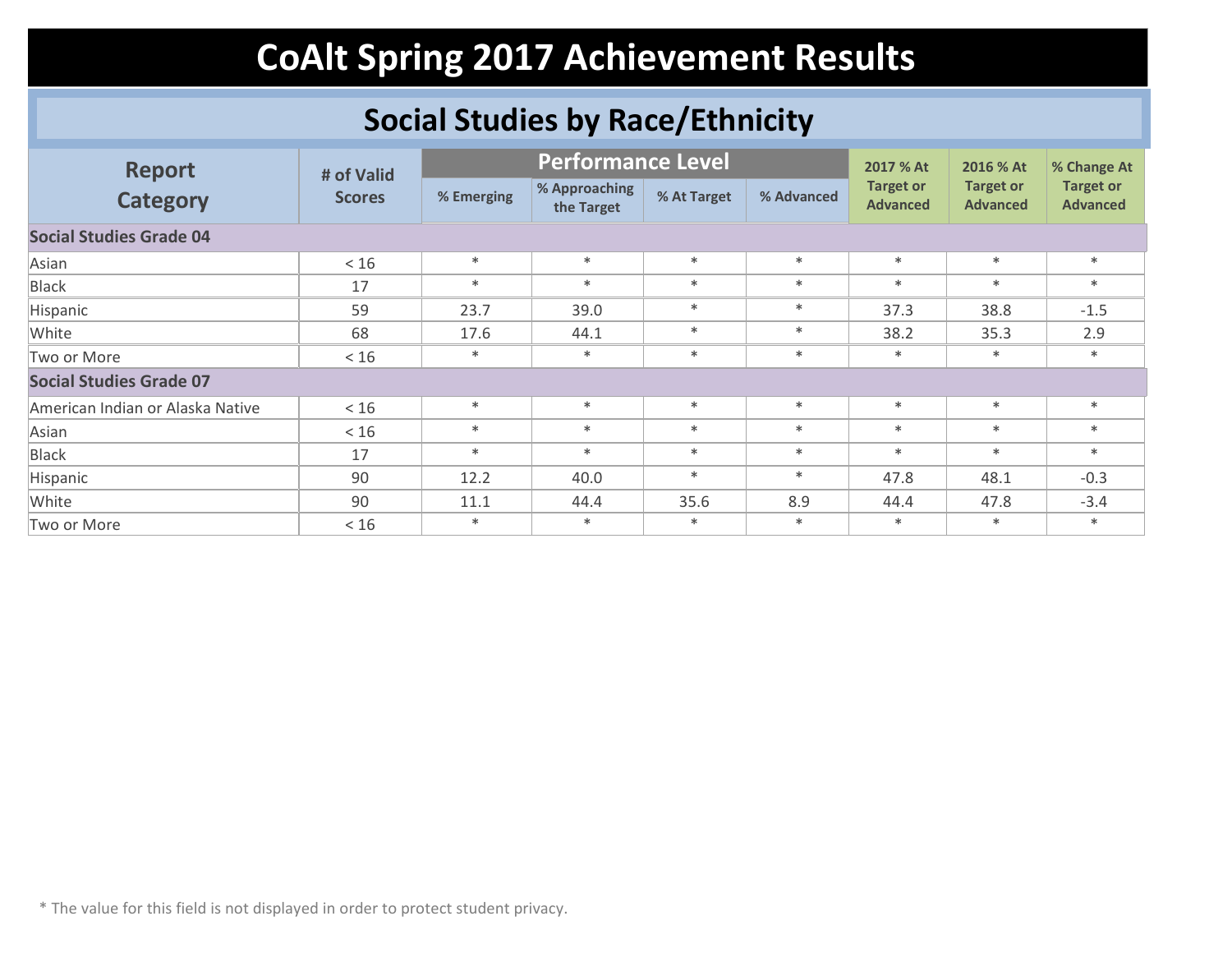# CoAlt Spring 2017 Achievement Results

## Social Studies by Race/Ethnicity

| Report Category | # of Valid Scores | Performance Level | | | | 2017 % At Target or Advanced | 2016 % At Target or Advanced | % Change At Target or Advanced |
|---|---|---|---|---|---|---|---|---|
| | | % Emerging | % Approaching the Target | % At Target | % Advanced | | | |
| **Social Studies Grade 04** | | | | | | | | |
| Asian | < 16 | * | * | * | * | * | * | * |
| Black | 17 | * | * | * | * | * | * | * |
| Hispanic | 59 | 23.7 | 39.0 | * | * | 37.3 | 38.8 | -1.5 |
| White | 68 | 17.6 | 44.1 | * | * | 38.2 | 35.3 | 2.9 |
| Two or More | < 16 | * | * | * | * | * | * | * |
| **Social Studies Grade 07** | | | | | | | | |
| American Indian or Alaska Native | < 16 | * | * | * | * | * | * | * |
| Asian | < 16 | * | * | * | * | * | * | * |
| Black | 17 | * | * | * | * | * | * | * |
| Hispanic | 90 | 12.2 | 40.0 | * | * | 47.8 | 48.1 | -0.3 |
| White | 90 | 11.1 | 44.4 | 35.6 | 8.9 | 44.4 | 47.8 | -3.4 |
| Two or More | < 16 | * | * | * | * | * | * | * |

* The value for this field is not displayed in order to protect student privacy.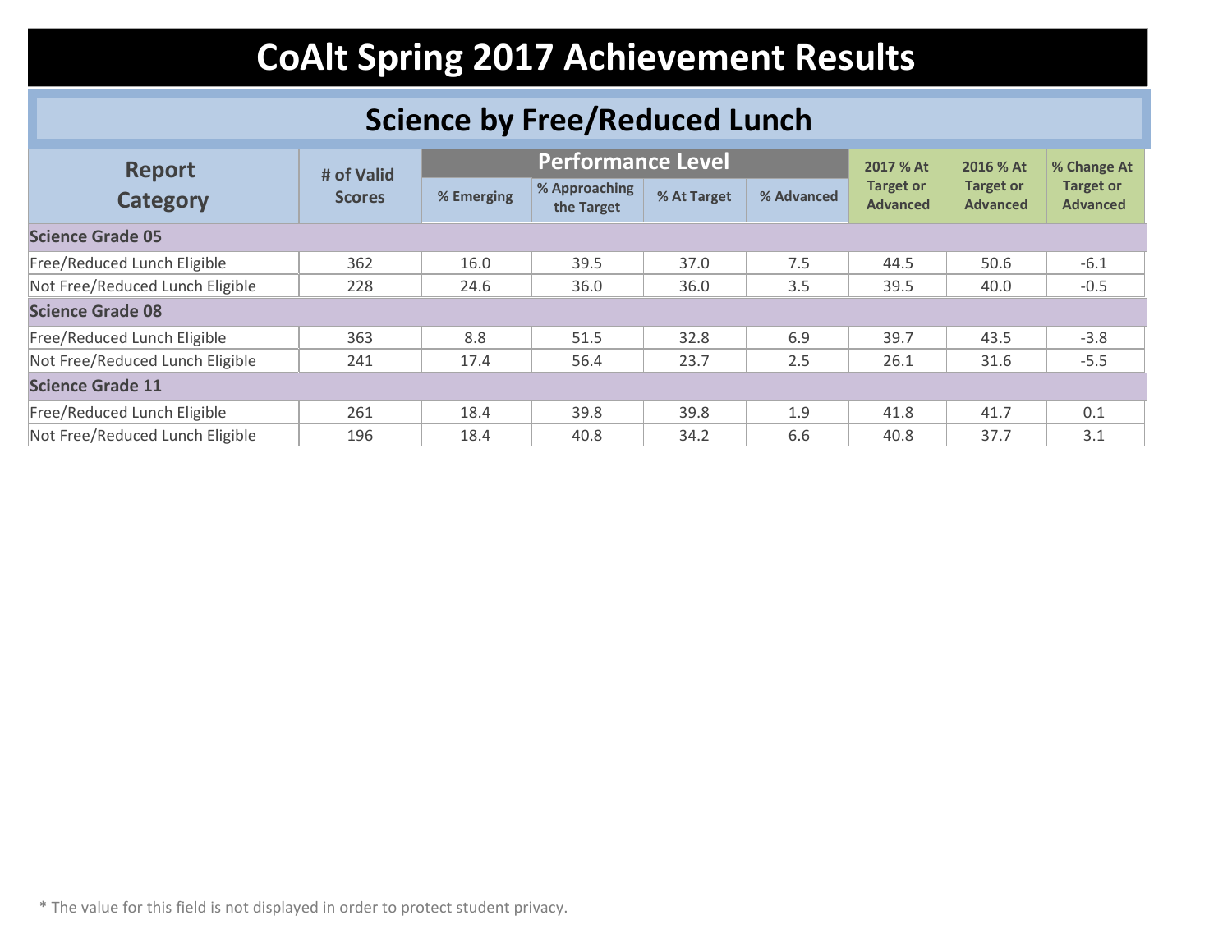# CoAlt Spring 2017 Achievement Results

## Science by Free/Reduced Lunch

| Report Category | # of Valid Scores | Performance Level | | | | 2017 % At Target or Advanced | 2016 % At Target or Advanced | % Change At Target or Advanced |
|---|---|---|---|---|---|---|---|---|
| | | % Emerging | % Approaching the Target | % At Target | % Advanced | | | |
| **Science Grade 05** | | | | | | | | |
| Free/Reduced Lunch Eligible | 362 | 16.0 | 39.5 | 37.0 | 7.5 | 44.5 | 50.6 | -6.1 |
| Not Free/Reduced Lunch Eligible | 228 | 24.6 | 36.0 | 36.0 | 3.5 | 39.5 | 40.0 | -0.5 |
| **Science Grade 08** | | | | | | | | |
| Free/Reduced Lunch Eligible | 363 | 8.8 | 51.5 | 32.8 | 6.9 | 39.7 | 43.5 | -3.8 |
| Not Free/Reduced Lunch Eligible | 241 | 17.4 | 56.4 | 23.7 | 2.5 | 26.1 | 31.6 | -5.5 |
| **Science Grade 11** | | | | | | | | |
| Free/Reduced Lunch Eligible | 261 | 18.4 | 39.8 | 39.8 | 1.9 | 41.8 | 41.7 | 0.1 |
| Not Free/Reduced Lunch Eligible | 196 | 18.4 | 40.8 | 34.2 | 6.6 | 40.8 | 37.7 | 3.1 |

* The value for this field is not displayed in order to protect student privacy.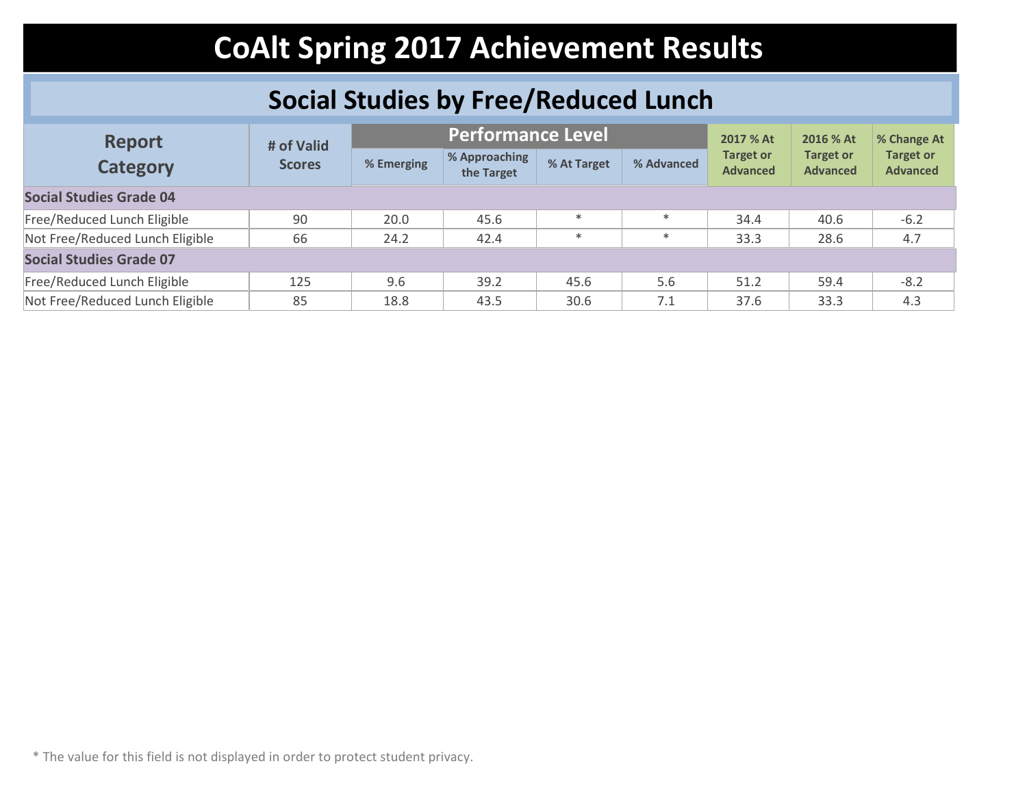# CoAlt Spring 2017 Achievement Results

## Social Studies by Free/Reduced Lunch

| Report Category | # of Valid Scores | Performance Level | | | | 2017 % At Target or Advanced | 2016 % At Target or Advanced | % Change At Target or Advanced |
|---|---|---|---|---|---|---|---|---|
| | | % Emerging | % Approaching the Target | % At Target | % Advanced | | | |
| **Social Studies Grade 04** | | | | | | | | |
| Free/Reduced Lunch Eligible | 90 | 20.0 | 45.6 | * | * | 34.4 | 40.6 | -6.2 |
| Not Free/Reduced Lunch Eligible | 66 | 24.2 | 42.4 | * | * | 33.3 | 28.6 | 4.7 |
| **Social Studies Grade 07** | | | | | | | | |
| Free/Reduced Lunch Eligible | 125 | 9.6 | 39.2 | 45.6 | 5.6 | 51.2 | 59.4 | -8.2 |
| Not Free/Reduced Lunch Eligible | 85 | 18.8 | 43.5 | 30.6 | 7.1 | 37.6 | 33.3 | 4.3 |

* The value for this field is not displayed in order to protect student privacy.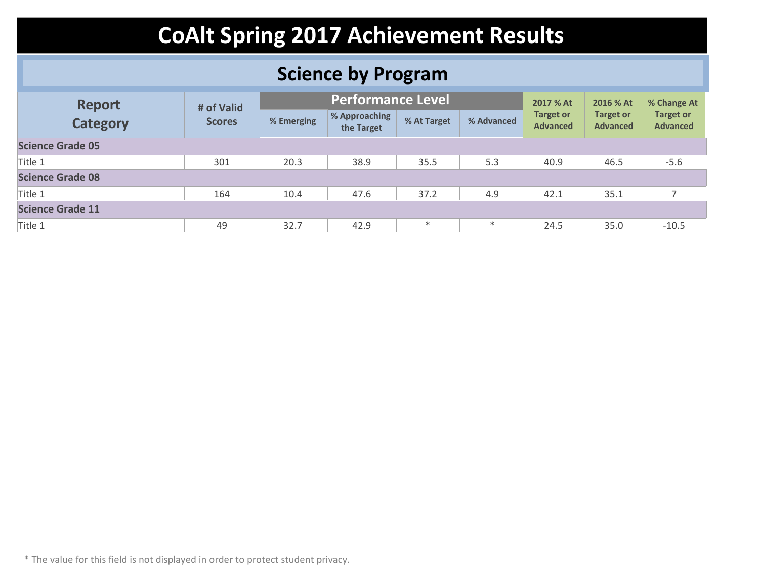# CoAlt Spring 2017 Achievement Results

## Science by Program

| Report Category | # of Valid Scores | Performance Level | | | | 2017 % At Target or Advanced | 2016 % At Target or Advanced | % Change At Target or Advanced |
|---|---|---|---|---|---|---|---|---|
| | | % Emerging | % Approaching the Target | % At Target | % Advanced | | | |
| **Science Grade 05** | | | | | | | | |
| Title 1 | 301 | 20.3 | 38.9 | 35.5 | 5.3 | 40.9 | 46.5 | -5.6 |
| **Science Grade 08** | | | | | | | | |
| Title 1 | 164 | 10.4 | 47.6 | 37.2 | 4.9 | 42.1 | 35.1 | 7 |
| **Science Grade 11** | | | | | | | | |
| Title 1 | 49 | 32.7 | 42.9 | * | * | 24.5 | 35.0 | -10.5 |

* The value for this field is not displayed in order to protect student privacy.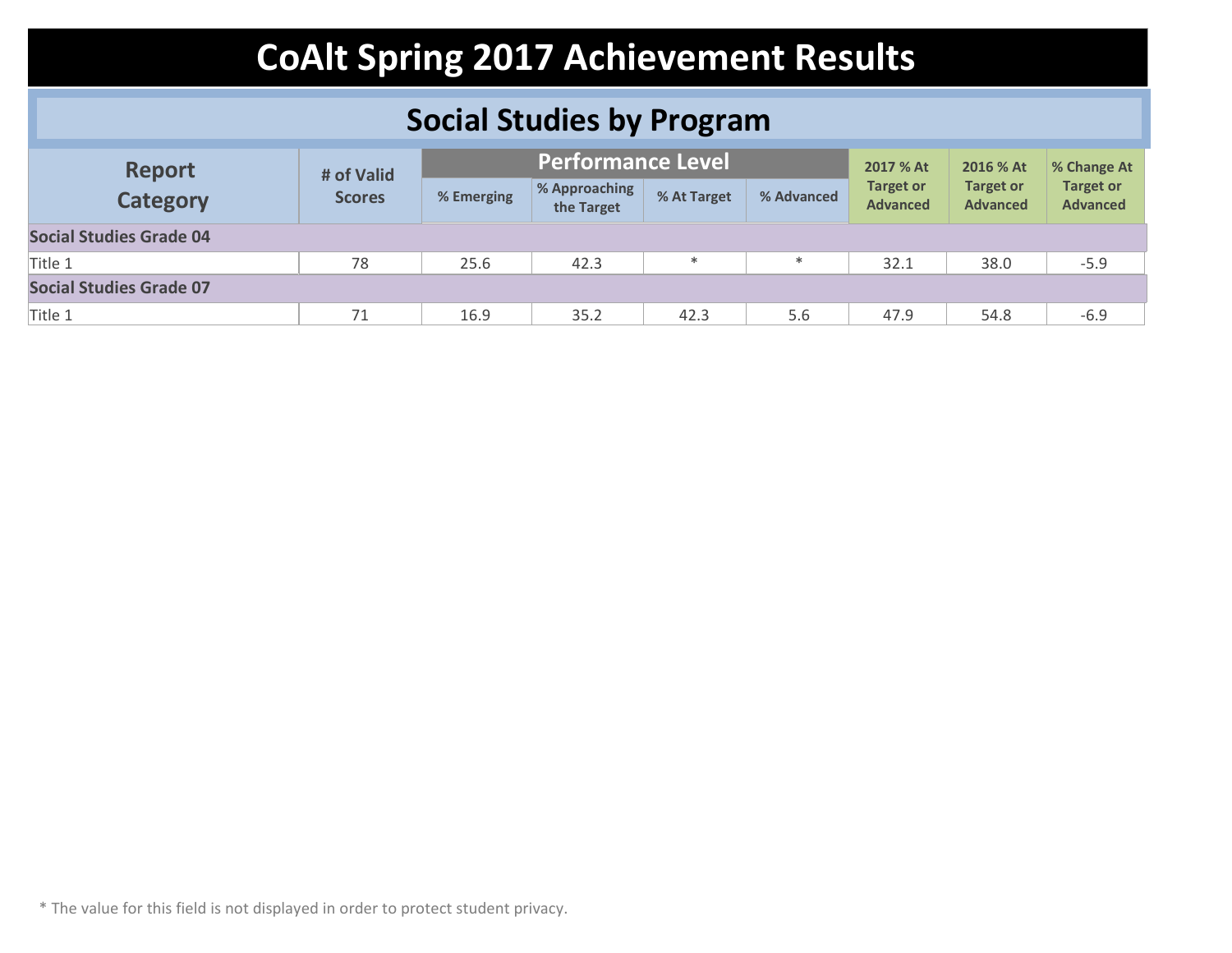# CoAlt Spring 2017 Achievement Results

## Social Studies by Program

| Report Category | # of Valid Scores | Performance Level | | | | 2017 % At Target or Advanced | 2016 % At Target or Advanced | % Change At Target or Advanced |
|---|---|---|---|---|---|---|---|---|
| | | % Emerging | % Approaching the Target | % At Target | % Advanced | | | |
| **Social Studies Grade 04** | | | | | | | | |
| Title 1 | 78 | 25.6 | 42.3 | * | * | 32.1 | 38.0 | -5.9 |
| **Social Studies Grade 07** | | | | | | | | |
| Title 1 | 71 | 16.9 | 35.2 | 42.3 | 5.6 | 47.9 | 54.8 | -6.9 |

* The value for this field is not displayed in order to protect student privacy.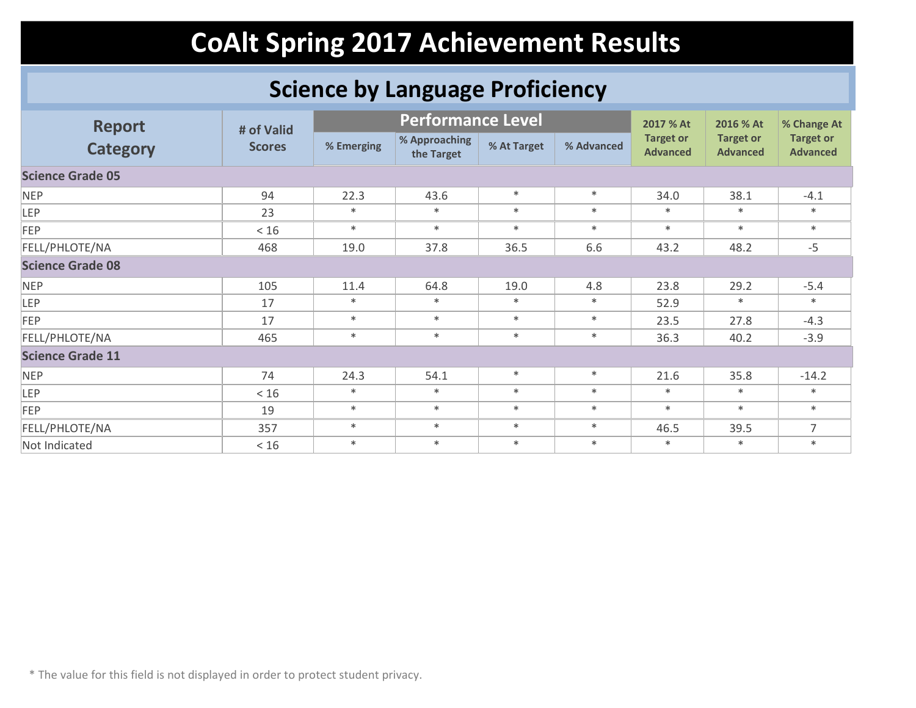# CoAlt Spring 2017 Achievement Results

## Science by Language Proficiency

| Report Category | # of Valid Scores | Performance Level | | | | 2017 % At Target or Advanced | 2016 % At Target or Advanced | % Change At Target or Advanced |
|---|---|---|---|---|---|---|---|---|
| | | % Emerging | % Approaching the Target | % At Target | % Advanced | | | |
| **Science Grade 05** | | | | | | | | |
| NEP | 94 | 22.3 | 43.6 | * | * | 34.0 | 38.1 | -4.1 |
| LEP | 23 | * | * | * | * | * | * | * |
| FEP | < 16 | * | * | * | * | * | * | * |
| FELL/PHLOTE/NA | 468 | 19.0 | 37.8 | 36.5 | 6.6 | 43.2 | 48.2 | -5 |
| **Science Grade 08** | | | | | | | | |
| NEP | 105 | 11.4 | 64.8 | 19.0 | 4.8 | 23.8 | 29.2 | -5.4 |
| LEP | 17 | * | * | * | * | 52.9 | * | * |
| FEP | 17 | * | * | * | * | 23.5 | 27.8 | -4.3 |
| FELL/PHLOTE/NA | 465 | * | * | * | * | 36.3 | 40.2 | -3.9 |
| **Science Grade 11** | | | | | | | | |
| NEP | 74 | 24.3 | 54.1 | * | * | 21.6 | 35.8 | -14.2 |
| LEP | < 16 | * | * | * | * | * | * | * |
| FEP | 19 | * | * | * | * | * | * | * |
| FELL/PHLOTE/NA | 357 | * | * | * | * | 46.5 | 39.5 | 7 |
| Not Indicated | < 16 | * | * | * | * | * | * | * |

* The value for this field is not displayed in order to protect student privacy.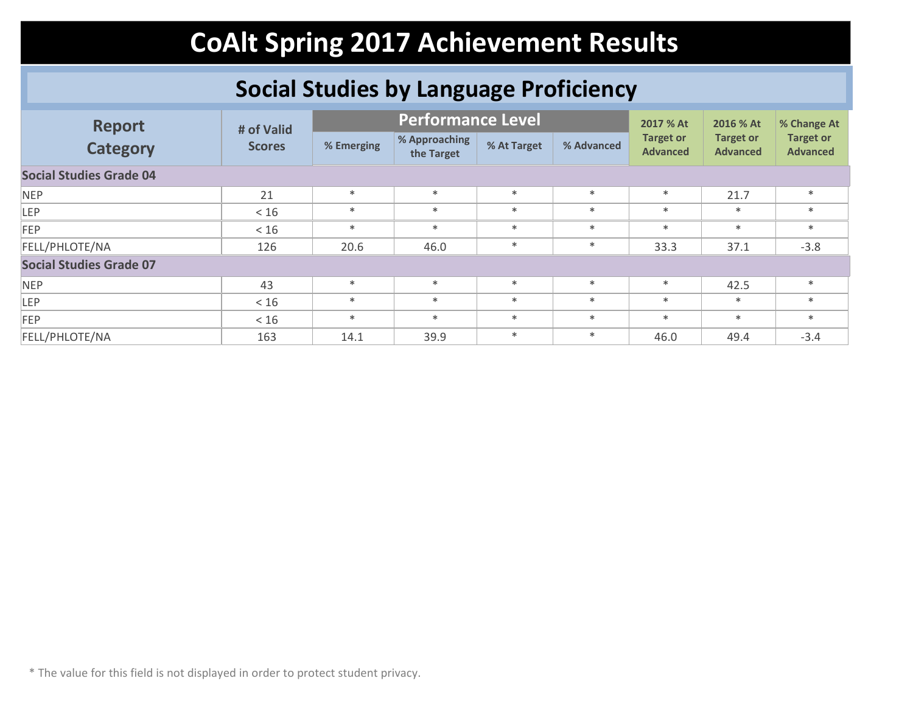# CoAlt Spring 2017 Achievement Results

## Social Studies by Language Proficiency

| Report Category | # of Valid Scores | Performance Level | | | | 2017 % At Target or Advanced | 2016 % At Target or Advanced | % Change At Target or Advanced |
|---|---|---|---|---|---|---|---|---|
| | | % Emerging | % Approaching the Target | % At Target | % Advanced | | | |
| **Social Studies Grade 04** | | | | | | | | |
| NEP | 21 | * | * | * | * | * | 21.7 | * |
| LEP | < 16 | * | * | * | * | * | * | * |
| FEP | < 16 | * | * | * | * | * | * | * |
| FELL/PHLOTE/NA | 126 | 20.6 | 46.0 | * | * | 33.3 | 37.1 | -3.8 |
| **Social Studies Grade 07** | | | | | | | | |
| NEP | 43 | * | * | * | * | * | 42.5 | * |
| LEP | < 16 | * | * | * | * | * | * | * |
| FEP | < 16 | * | * | * | * | * | * | * |
| FELL/PHLOTE/NA | 163 | 14.1 | 39.9 | * | * | 46.0 | 49.4 | -3.4 |

* The value for this field is not displayed in order to protect student privacy.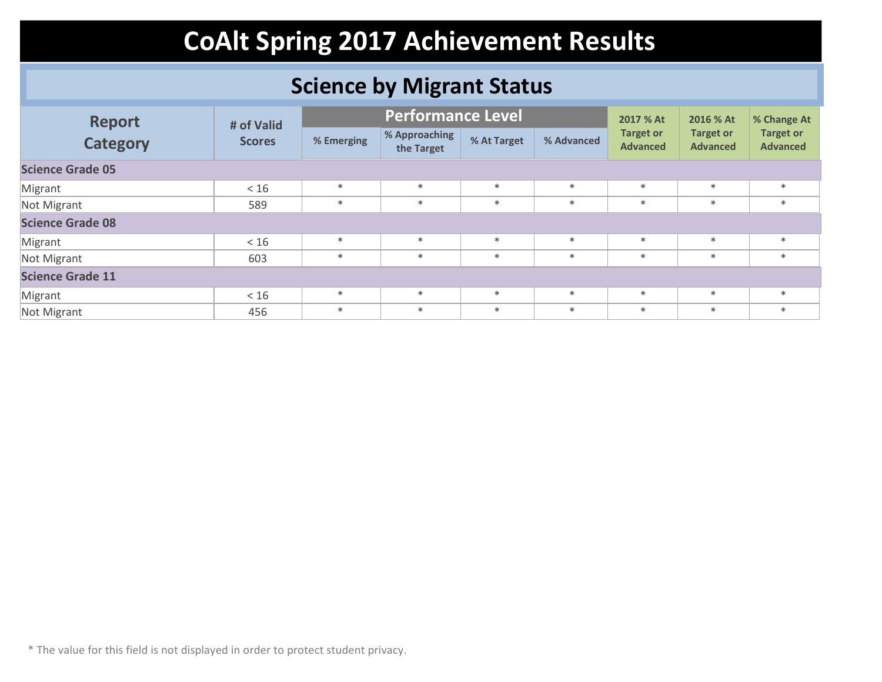# CoAlt Spring 2017 Achievement Results

## Science by Migrant Status

| Report Category | # of Valid Scores | Performance Level | | | | 2017 % At Target or Advanced | 2016 % At Target or Advanced | % Change At Target or Advanced |
|---|---|---|---|---|---|---|---|---|
| | | % Emerging | % Approaching the Target | % At Target | % Advanced | | | |
| **Science Grade 05** | | | | | | | | |
| Migrant | < 16 | * | * | * | * | * | * | * |
| Not Migrant | 589 | * | * | * | * | * | * | * |
| **Science Grade 08** | | | | | | | | |
| Migrant | < 16 | * | * | * | * | * | * | * |
| Not Migrant | 603 | * | * | * | * | * | * | * |
| **Science Grade 11** | | | | | | | | |
| Migrant | < 16 | * | * | * | * | * | * | * |
| Not Migrant | 456 | * | * | * | * | * | * | * |

* The value for this field is not displayed in order to protect student privacy.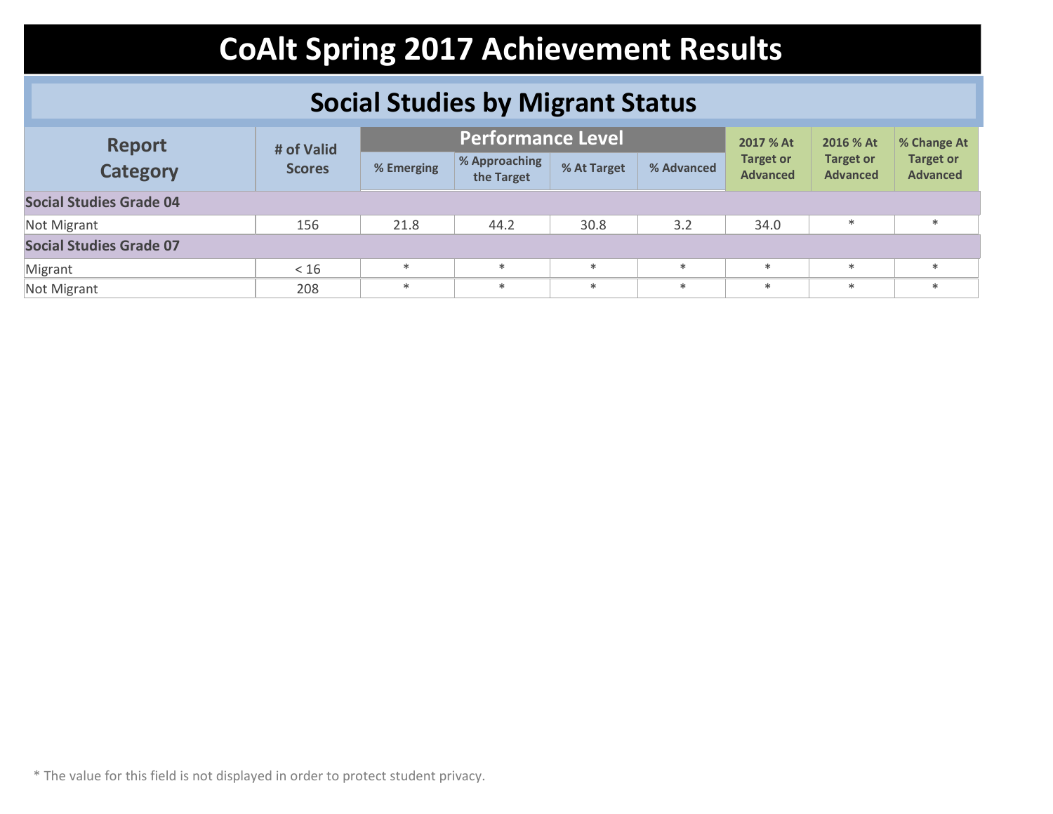# CoAlt Spring 2017 Achievement Results

## Social Studies by Migrant Status

| Report Category | # of Valid Scores | Performance Level | | | | 2017 % At Target or Advanced | 2016 % At Target or Advanced | % Change At Target or Advanced |
|---|---|---|---|---|---|---|---|---|
| | | % Emerging | % Approaching the Target | % At Target | % Advanced | | | |
| **Social Studies Grade 04** | | | | | | | | |
| Not Migrant | 156 | 21.8 | 44.2 | 30.8 | 3.2 | 34.0 | * | * |
| **Social Studies Grade 07** | | | | | | | | |
| Migrant | < 16 | * | * | * | * | * | * | * |
| Not Migrant | 208 | * | * | * | * | * | * | * |

* The value for this field is not displayed in order to protect student privacy.